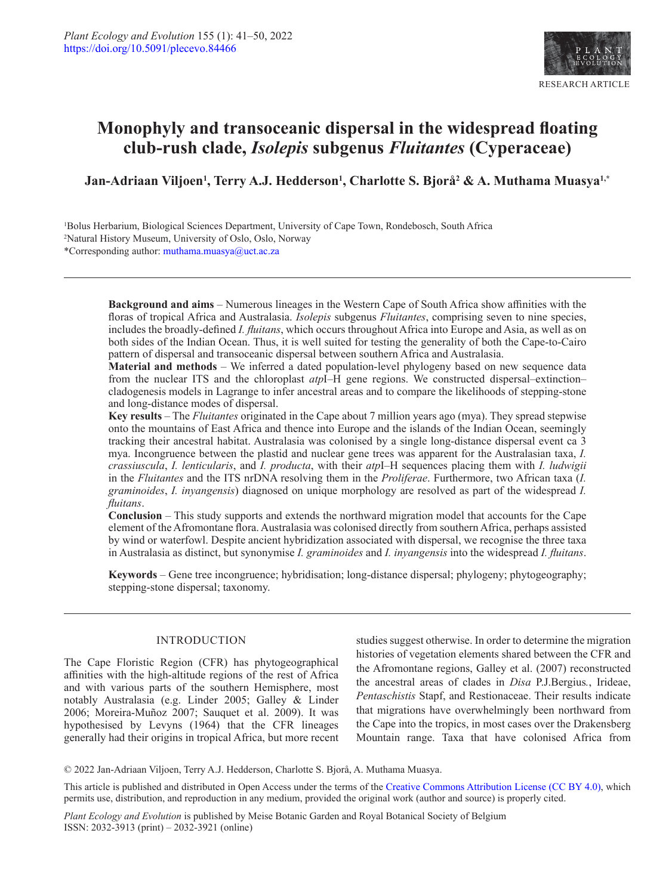# Monophyly and transoceanic dispersal in the widespread floating club-rush clade, *Isolepis* subgenus *Fluitantes* (Cyperaceae)

**Jan-Adriaan Viljoen[1], Terry A.J. Hedderson[1], Charlotte S. Bjorå[2] & A. Muthama Muasya[1,*]**

[1]Bolus Herbarium, Biological Sciences Department, University of Cape Town, Rondebosch, South Africa
[2]Natural History Museum, University of Oslo, Oslo, Norway
*Corresponding author: muthama.muasya@uct.ac.za

**Background and aims** – Numerous lineages in the Western Cape of South Africa show affinities with the floras of tropical Africa and Australasia. *Isolepis* subgenus *Fluitantes*, comprising seven to nine species, includes the broadly-defined *I. fluitans*, which occurs throughout Africa into Europe and Asia, as well as on both sides of the Indian Ocean. Thus, it is well suited for testing the generality of both the Cape-to-Cairo pattern of dispersal and transoceanic dispersal between southern Africa and Australasia.

**Material and methods** – We inferred a dated population-level phylogeny based on new sequence data from the nuclear ITS and the chloroplast *atp*I–H gene regions. We constructed dispersal–extinction–cladogenesis models in Lagrange to infer ancestral areas and to compare the likelihoods of stepping-stone and long-distance modes of dispersal.

**Key results** – The *Fluitantes* originated in the Cape about 7 million years ago (mya). They spread stepwise onto the mountains of East Africa and thence into Europe and the islands of the Indian Ocean, seemingly tracking their ancestral habitat. Australasia was colonised by a single long-distance dispersal event ca 3 mya. Incongruence between the plastid and nuclear gene trees was apparent for the Australasian taxa, *I. crassiuscula*, *I. lenticularis*, and *I. producta*, with their *atp*I–H sequences placing them with *I. ludwigii* in the *Fluitantes* and the ITS nrDNA resolving them in the *Proliferae*. Furthermore, two African taxa (*I. graminoides*, *I. inyangensis*) diagnosed on unique morphology are resolved as part of the widespread *I. fluitans*.

**Conclusion** – This study supports and extends the northward migration model that accounts for the Cape element of the Afromontane flora. Australasia was colonised directly from southern Africa, perhaps assisted by wind or waterfowl. Despite ancient hybridization associated with dispersal, we recognise the three taxa in Australasia as distinct, but synonymise *I. graminoides* and *I. inyangensis* into the widespread *I. fluitans*.

**Keywords** – Gene tree incongruence; hybridisation; long-distance dispersal; phylogeny; phytogeography; stepping-stone dispersal; taxonomy.

## INTRODUCTION

The Cape Floristic Region (CFR) has phytogeographical affinities with the high-altitude regions of the rest of Africa and with various parts of the southern Hemisphere, most notably Australasia (e.g. Linder 2005; Galley & Linder 2006; Moreira-Muñoz 2007; Sauquet et al. 2009). It was hypothesised by Levyns (1964) that the CFR lineages generally had their origins in tropical Africa, but more recent studies suggest otherwise. In order to determine the migration histories of vegetation elements shared between the CFR and the Afromontane regions, Galley et al. (2007) reconstructed the ancestral areas of clades in *Disa* P.J.Bergius., Irideae, *Pentaschistis* Stapf, and Restionaceae. Their results indicate that migrations have overwhelmingly been northward from the Cape into the tropics, in most cases over the Drakensberg Mountain range. Taxa that have colonised Africa from

© 2022 Jan-Adriaan Viljoen, Terry A.J. Hedderson, Charlotte S. Bjorå, A. Muthama Muasya.

This article is published and distributed in Open Access under the terms of the Creative Commons Attribution License (CC BY 4.0), which permits use, distribution, and reproduction in any medium, provided the original work (author and source) is properly cited.

*Plant Ecology and Evolution* is published by Meise Botanic Garden and Royal Botanical Society of Belgium
ISSN: 2032-3913 (print) – 2032-3921 (online)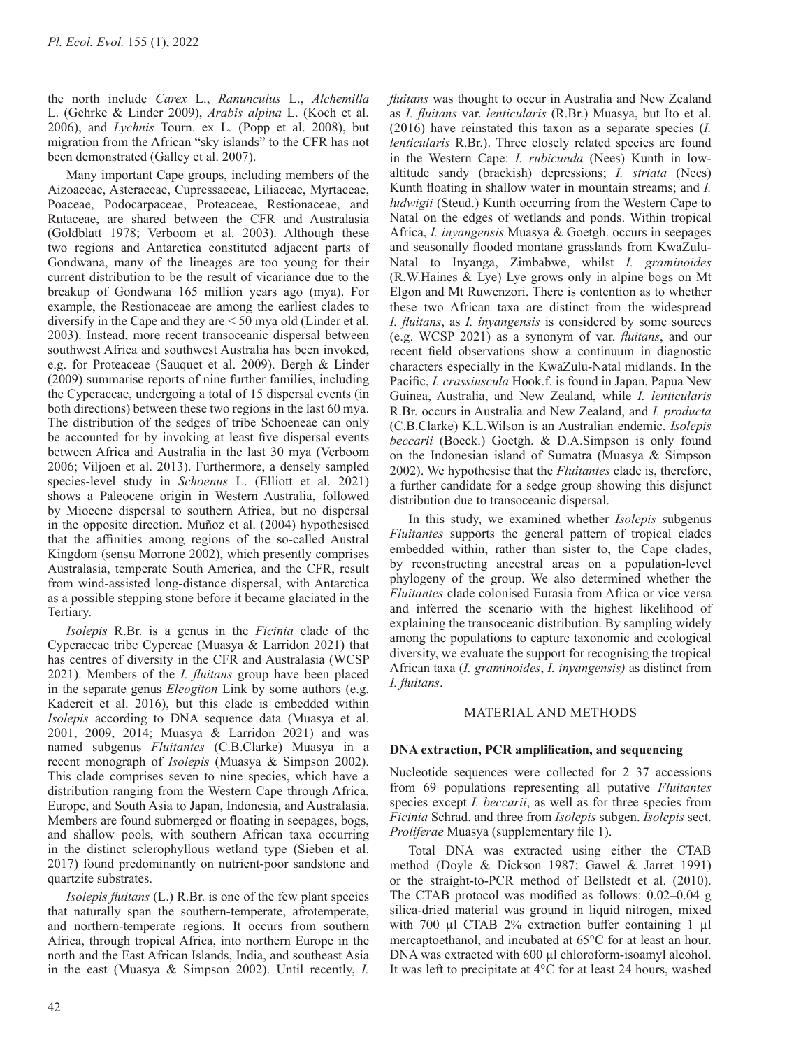the north include *Carex* L., *Ranunculus* L., *Alchemilla* L. (Gehrke & Linder 2009), *Arabis alpina* L. (Koch et al. 2006), and *Lychnis* Tourn. ex L. (Popp et al. 2008), but migration from the African "sky islands" to the CFR has not been demonstrated (Galley et al. 2007).

Many important Cape groups, including members of the Aizoaceae, Asteraceae, Cupressaceae, Liliaceae, Myrtaceae, Poaceae, Podocarpaceae, Proteaceae, Restionaceae, and Rutaceae, are shared between the CFR and Australasia (Goldblatt 1978; Verboom et al. 2003). Although these two regions and Antarctica constituted adjacent parts of Gondwana, many of the lineages are too young for their current distribution to be the result of vicariance due to the breakup of Gondwana 165 million years ago (mya). For example, the Restionaceae are among the earliest clades to diversify in the Cape and they are < 50 mya old (Linder et al. 2003). Instead, more recent transoceanic dispersal between southwest Africa and southwest Australia has been invoked, e.g. for Proteaceae (Sauquet et al. 2009). Bergh & Linder (2009) summarise reports of nine further families, including the Cyperaceae, undergoing a total of 15 dispersal events (in both directions) between these two regions in the last 60 mya. The distribution of the sedges of tribe Schoeneae can only be accounted for by invoking at least five dispersal events between Africa and Australia in the last 30 mya (Verboom 2006; Viljoen et al. 2013). Furthermore, a densely sampled species-level study in *Schoenus* L. (Elliott et al. 2021) shows a Paleocene origin in Western Australia, followed by Miocene dispersal to southern Africa, but no dispersal in the opposite direction. Muñoz et al. (2004) hypothesised that the affinities among regions of the so-called Austral Kingdom (sensu Morrone 2002), which presently comprises Australasia, temperate South America, and the CFR, result from wind-assisted long-distance dispersal, with Antarctica as a possible stepping stone before it became glaciated in the Tertiary.

*Isolepis* R.Br. is a genus in the *Ficinia* clade of the Cyperaceae tribe Cypereae (Muasya & Larridon 2021) that has centres of diversity in the CFR and Australasia (WCSP 2021). Members of the *I. fluitans* group have been placed in the separate genus *Eleogiton* Link by some authors (e.g. Kadereit et al. 2016), but this clade is embedded within *Isolepis* according to DNA sequence data (Muasya et al. 2001, 2009, 2014; Muasya & Larridon 2021) and was named subgenus *Fluitantes* (C.B.Clarke) Muasya in a recent monograph of *Isolepis* (Muasya & Simpson 2002). This clade comprises seven to nine species, which have a distribution ranging from the Western Cape through Africa, Europe, and South Asia to Japan, Indonesia, and Australasia. Members are found submerged or floating in seepages, bogs, and shallow pools, with southern African taxa occurring in the distinct sclerophyllous wetland type (Sieben et al. 2017) found predominantly on nutrient-poor sandstone and quartzite substrates.

*Isolepis fluitans* (L.) R.Br. is one of the few plant species that naturally span the southern-temperate, afrotemperate, and northern-temperate regions. It occurs from southern Africa, through tropical Africa, into northern Europe in the north and the East African Islands, India, and southeast Asia in the east (Muasya & Simpson 2002). Until recently, *I. fluitans* was thought to occur in Australia and New Zealand as *I. fluitans* var. *lenticularis* (R.Br.) Muasya, but Ito et al. (2016) have reinstated this taxon as a separate species (*I. lenticularis* R.Br.). Three closely related species are found in the Western Cape: *I. rubicunda* (Nees) Kunth in low-altitude sandy (brackish) depressions; *I. striata* (Nees) Kunth floating in shallow water in mountain streams; and *I. ludwigii* (Steud.) Kunth occurring from the Western Cape to Natal on the edges of wetlands and ponds. Within tropical Africa, *I. inyangensis* Muasya & Goetgh. occurs in seepages and seasonally flooded montane grasslands from KwaZulu-Natal to Inyanga, Zimbabwe, whilst *I. graminoides* (R.W.Haines & Lye) Lye grows only in alpine bogs on Mt Elgon and Mt Ruwenzori. There is contention as to whether these two African taxa are distinct from the widespread *I. fluitans*, as *I. inyangensis* is considered by some sources (e.g. WCSP 2021) as a synonym of var. *fluitans*, and our recent field observations show a continuum in diagnostic characters especially in the KwaZulu-Natal midlands. In the Pacific, *I. crassiuscula* Hook.f. is found in Japan, Papua New Guinea, Australia, and New Zealand, while *I. lenticularis* R.Br. occurs in Australia and New Zealand, and *I. producta* (C.B.Clarke) K.L.Wilson is an Australian endemic. *Isolepis beccarii* (Boeck.) Goetgh. & D.A.Simpson is only found on the Indonesian island of Sumatra (Muasya & Simpson 2002). We hypothesise that the *Fluitantes* clade is, therefore, a further candidate for a sedge group showing this disjunct distribution due to transoceanic dispersal.

In this study, we examined whether *Isolepis* subgenus *Fluitantes* supports the general pattern of tropical clades embedded within, rather than sister to, the Cape clades, by reconstructing ancestral areas on a population-level phylogeny of the group. We also determined whether the *Fluitantes* clade colonised Eurasia from Africa or vice versa and inferred the scenario with the highest likelihood of explaining the transoceanic distribution. By sampling widely among the populations to capture taxonomic and ecological diversity, we evaluate the support for recognising the tropical African taxa (*I. graminoides*, *I. inyangensis)* as distinct from *I. fluitans*.

## MATERIAL AND METHODS

### DNA extraction, PCR amplification, and sequencing

Nucleotide sequences were collected for 2–37 accessions from 69 populations representing all putative *Fluitantes* species except *I. beccarii*, as well as for three species from *Ficinia* Schrad. and three from *Isolepis* subgen. *Isolepis* sect. *Proliferae* Muasya (supplementary file 1).

Total DNA was extracted using either the CTAB method (Doyle & Dickson 1987; Gawel & Jarret 1991) or the straight-to-PCR method of Bellstedt et al. (2010). The CTAB protocol was modified as follows: 0.02–0.04 g silica-dried material was ground in liquid nitrogen, mixed with 700 µl CTAB 2% extraction buffer containing 1 µl mercaptoethanol, and incubated at 65°C for at least an hour. DNA was extracted with 600 µl chloroform-isoamyl alcohol. It was left to precipitate at 4°C for at least 24 hours, washed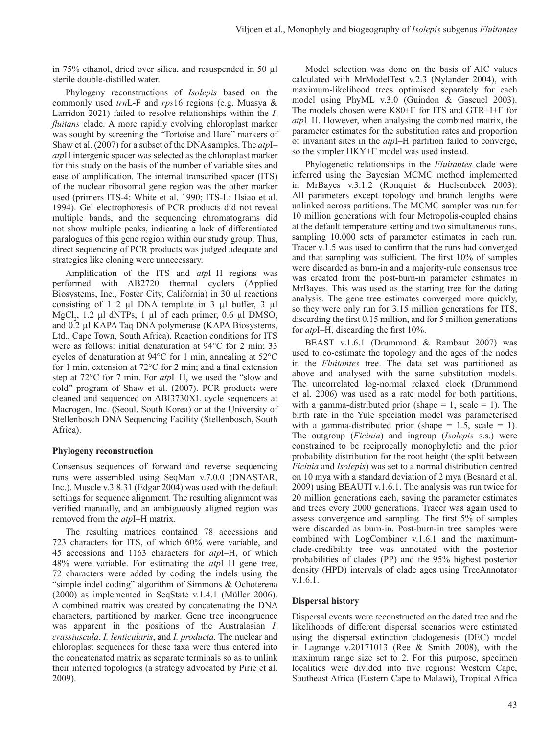in 75% ethanol, dried over silica, and resuspended in 50 µl sterile double-distilled water.

Phylogeny reconstructions of *Isolepis* based on the commonly used *trn*L-F and *rps*16 regions (e.g. Muasya & Larridon 2021) failed to resolve relationships within the *I. fluitans* clade. A more rapidly evolving chloroplast marker was sought by screening the "Tortoise and Hare" markers of Shaw et al. (2007) for a subset of the DNA samples. The *atp*I–*atp*H intergenic spacer was selected as the chloroplast marker for this study on the basis of the number of variable sites and ease of amplification. The internal transcribed spacer (ITS) of the nuclear ribosomal gene region was the other marker used (primers ITS-4: White et al. 1990; ITS-L: Hsiao et al. 1994). Gel electrophoresis of PCR products did not reveal multiple bands, and the sequencing chromatograms did not show multiple peaks, indicating a lack of differentiated paralogues of this gene region within our study group. Thus, direct sequencing of PCR products was judged adequate and strategies like cloning were unnecessary.

Amplification of the ITS and *atp*I–H regions was performed with AB2720 thermal cyclers (Applied Biosystems, Inc., Foster City, California) in 30 µl reactions consisting of 1–2 µl DNA template in 3 µl buffer, 3 µl $MgCl_2$, 1.2 µl dNTPs, 1 µl of each primer, 0.6 µl DMSO, and 0.2 µl KAPA Taq DNA polymerase (KAPA Biosystems, Ltd., Cape Town, South Africa). Reaction conditions for ITS were as follows: initial denaturation at 94°C for 2 min; 33 cycles of denaturation at 94°C for 1 min, annealing at 52°C for 1 min, extension at 72°C for 2 min; and a final extension step at 72°C for 7 min. For *atp*I–H, we used the "slow and cold" program of Shaw et al. (2007). PCR products were cleaned and sequenced on ABI3730XL cycle sequencers at Macrogen, Inc. (Seoul, South Korea) or at the University of Stellenbosch DNA Sequencing Facility (Stellenbosch, South Africa).

**Phylogeny reconstruction**

Consensus sequences of forward and reverse sequencing runs were assembled using SeqMan v.7.0.0 (DNASTAR, Inc.). Muscle v.3.8.31 (Edgar 2004) was used with the default settings for sequence alignment. The resulting alignment was verified manually, and an ambiguously aligned region was removed from the *atp*I–H matrix.

The resulting matrices contained 78 accessions and 723 characters for ITS, of which 60% were variable, and 45 accessions and 1163 characters for *atp*I–H, of which 48% were variable. For estimating the *atp*I–H gene tree, 72 characters were added by coding the indels using the "simple indel coding" algorithm of Simmons & Ochoterena (2000) as implemented in SeqState v.1.4.1 (Müller 2006). A combined matrix was created by concatenating the DNA characters, partitioned by marker. Gene tree incongruence was apparent in the positions of the Australasian *I. crassiuscula*, *I. lenticularis*, and *I. producta.* The nuclear and chloroplast sequences for these taxa were thus entered into the concatenated matrix as separate terminals so as to unlink their inferred topologies (a strategy advocated by Pirie et al. 2009).

Model selection was done on the basis of AIC values calculated with MrModelTest v.2.3 (Nylander 2004), with maximum-likelihood trees optimised separately for each model using PhyML v.3.0 (Guindon & Gascuel 2003). The models chosen were K80+Γ for ITS and GTR+I+Γ for *atp*I–H. However, when analysing the combined matrix, the parameter estimates for the substitution rates and proportion of invariant sites in the *atp*I–H partition failed to converge, so the simpler HKY+Γ model was used instead.

Phylogenetic relationships in the *Fluitantes* clade were inferred using the Bayesian MCMC method implemented in MrBayes v.3.1.2 (Ronquist & Huelsenbeck 2003). All parameters except topology and branch lengths were unlinked across partitions. The MCMC sampler was run for 10 million generations with four Metropolis-coupled chains at the default temperature setting and two simultaneous runs, sampling 10,000 sets of parameter estimates in each run. Tracer v.1.5 was used to confirm that the runs had converged and that sampling was sufficient. The first 10% of samples were discarded as burn-in and a majority-rule consensus tree was created from the post-burn-in parameter estimates in MrBayes. This was used as the starting tree for the dating analysis. The gene tree estimates converged more quickly, so they were only run for 3.15 million generations for ITS, discarding the first 0.15 million, and for 5 million generations for *atp*I–H, discarding the first 10%.

BEAST v.1.6.1 (Drummond & Rambaut 2007) was used to co-estimate the topology and the ages of the nodes in the *Fluitantes* tree. The data set was partitioned as above and analysed with the same substitution models. The uncorrelated log-normal relaxed clock (Drummond et al. 2006) was used as a rate model for both partitions, with a gamma-distributed prior (shape = 1, scale = 1). The birth rate in the Yule speciation model was parameterised with a gamma-distributed prior (shape = 1.5, scale = 1). The outgroup (*Ficinia*) and ingroup (*Isolepis* s.s.) were constrained to be reciprocally monophyletic and the prior probability distribution for the root height (the split between *Ficinia* and *Isolepis*) was set to a normal distribution centred on 10 mya with a standard deviation of 2 mya (Besnard et al. 2009) using BEAUTI v.1.6.1. The analysis was run twice for 20 million generations each, saving the parameter estimates and trees every 2000 generations. Tracer was again used to assess convergence and sampling. The first 5% of samples were discarded as burn-in. Post-burn-in tree samples were combined with LogCombiner v.1.6.1 and the maximum-clade-credibility tree was annotated with the posterior probabilities of clades (PP) and the 95% highest posterior density (HPD) intervals of clade ages using TreeAnnotator v.1.6.1.

**Dispersal history**

Dispersal events were reconstructed on the dated tree and the likelihoods of different dispersal scenarios were estimated using the dispersal–extinction–cladogenesis (DEC) model in Lagrange v.20171013 (Ree & Smith 2008), with the maximum range size set to 2. For this purpose, specimen localities were divided into five regions: Western Cape, Southeast Africa (Eastern Cape to Malawi), Tropical Africa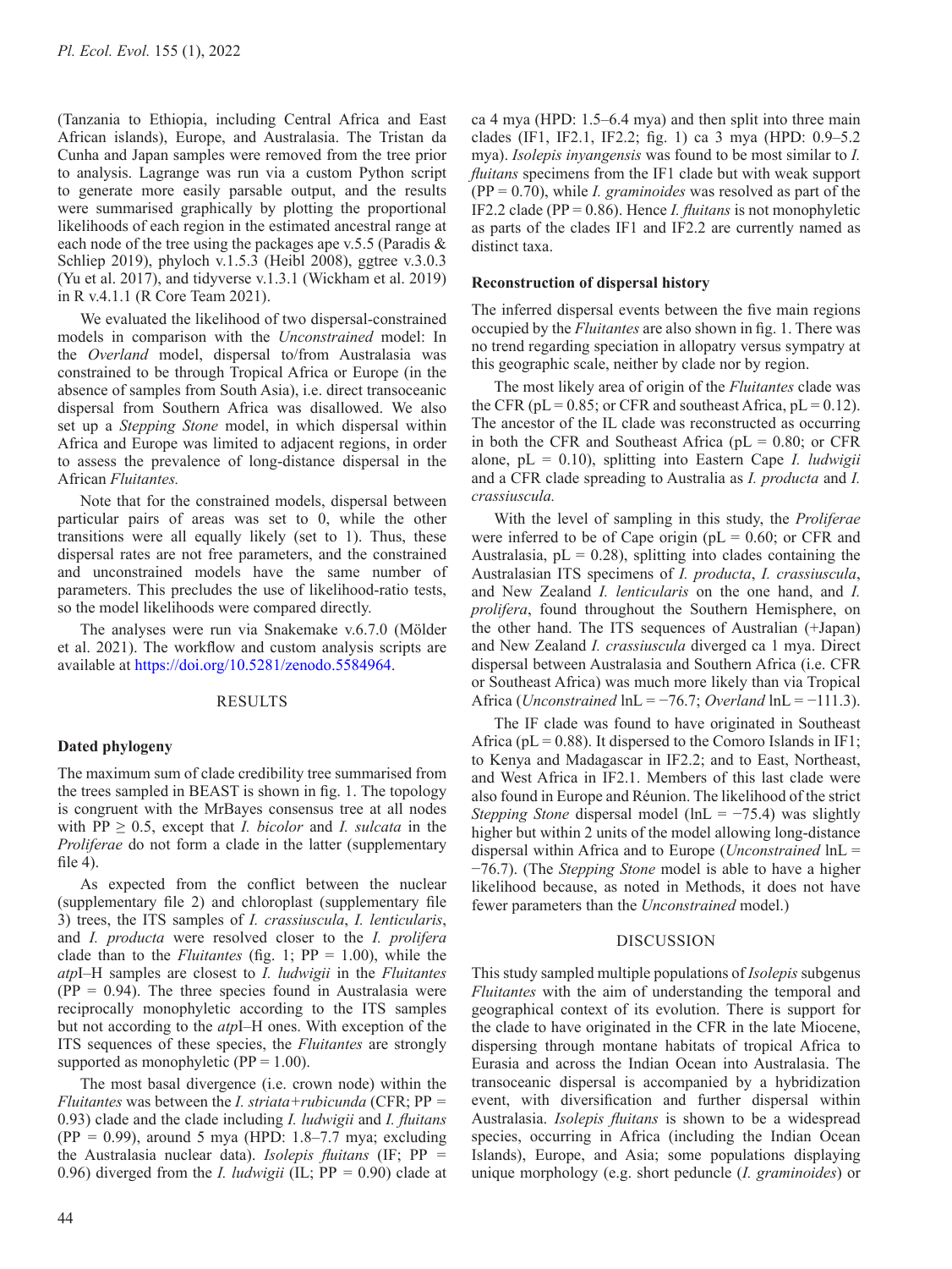(Tanzania to Ethiopia, including Central Africa and East African islands), Europe, and Australasia. The Tristan da Cunha and Japan samples were removed from the tree prior to analysis. Lagrange was run via a custom Python script to generate more easily parsable output, and the results were summarised graphically by plotting the proportional likelihoods of each region in the estimated ancestral range at each node of the tree using the packages ape v.5.5 (Paradis & Schliep 2019), phyloch v.1.5.3 (Heibl 2008), ggtree v.3.0.3 (Yu et al. 2017), and tidyverse v.1.3.1 (Wickham et al. 2019) in R v.4.1.1 (R Core Team 2021).

We evaluated the likelihood of two dispersal-constrained models in comparison with the *Unconstrained* model: In the *Overland* model, dispersal to/from Australasia was constrained to be through Tropical Africa or Europe (in the absence of samples from South Asia), i.e. direct transoceanic dispersal from Southern Africa was disallowed. We also set up a *Stepping Stone* model, in which dispersal within Africa and Europe was limited to adjacent regions, in order to assess the prevalence of long-distance dispersal in the African *Fluitantes.*

Note that for the constrained models, dispersal between particular pairs of areas was set to 0, while the other transitions were all equally likely (set to 1). Thus, these dispersal rates are not free parameters, and the constrained and unconstrained models have the same number of parameters. This precludes the use of likelihood-ratio tests, so the model likelihoods were compared directly.

The analyses were run via Snakemake v.6.7.0 (Mölder et al. 2021). The workflow and custom analysis scripts are available at https://doi.org/10.5281/zenodo.5584964.

## RESULTS

### Dated phylogeny

The maximum sum of clade credibility tree summarised from the trees sampled in BEAST is shown in fig. 1. The topology is congruent with the MrBayes consensus tree at all nodes with PP ≥ 0.5, except that *I. bicolor* and *I. sulcata* in the *Proliferae* do not form a clade in the latter (supplementary file 4).

As expected from the conflict between the nuclear (supplementary file 2) and chloroplast (supplementary file 3) trees, the ITS samples of *I. crassiuscula*, *I. lenticularis*, and *I. producta* were resolved closer to the *I. prolifera* clade than to the *Fluitantes* (fig. 1; PP = 1.00), while the *atp*I–H samples are closest to *I. ludwigii* in the *Fluitantes* (PP = 0.94). The three species found in Australasia were reciprocally monophyletic according to the ITS samples but not according to the *atp*I–H ones. With exception of the ITS sequences of these species, the *Fluitantes* are strongly supported as monophyletic (PP = 1.00).

The most basal divergence (i.e. crown node) within the *Fluitantes* was between the *I. striata+rubicunda* (CFR; PP = 0.93) clade and the clade including *I. ludwigii* and *I. fluitans* (PP = 0.99), around 5 mya (HPD: 1.8–7.7 mya; excluding the Australasia nuclear data). *Isolepis fluitans* (IF; PP = 0.96) diverged from the *I. ludwigii* (IL; PP = 0.90) clade at ca 4 mya (HPD: 1.5–6.4 mya) and then split into three main clades (IF1, IF2.1, IF2.2; fig. 1) ca 3 mya (HPD: 0.9–5.2 mya). *Isolepis inyangensis* was found to be most similar to *I. fluitans* specimens from the IF1 clade but with weak support (PP = 0.70), while *I. graminoides* was resolved as part of the IF2.2 clade (PP = 0.86). Hence *I. fluitans* is not monophyletic as parts of the clades IF1 and IF2.2 are currently named as distinct taxa.

### Reconstruction of dispersal history

The inferred dispersal events between the five main regions occupied by the *Fluitantes* are also shown in fig. 1. There was no trend regarding speciation in allopatry versus sympatry at this geographic scale, neither by clade nor by region.

The most likely area of origin of the *Fluitantes* clade was the CFR (pL = 0.85; or CFR and southeast Africa, pL = 0.12). The ancestor of the IL clade was reconstructed as occurring in both the CFR and Southeast Africa (pL = 0.80; or CFR alone, pL = 0.10), splitting into Eastern Cape *I. ludwigii* and a CFR clade spreading to Australia as *I. producta* and *I. crassiuscula.*

With the level of sampling in this study, the *Proliferae* were inferred to be of Cape origin (pL = 0.60; or CFR and Australasia, pL = 0.28), splitting into clades containing the Australasian ITS specimens of *I. producta*, *I. crassiuscula*, and New Zealand *I. lenticularis* on the one hand, and *I. prolifera*, found throughout the Southern Hemisphere, on the other hand. The ITS sequences of Australian (+Japan) and New Zealand *I. crassiuscula* diverged ca 1 mya. Direct dispersal between Australasia and Southern Africa (i.e. CFR or Southeast Africa) was much more likely than via Tropical Africa (*Unconstrained* lnL = −76.7; *Overland* lnL = −111.3).

The IF clade was found to have originated in Southeast Africa (pL = 0.88). It dispersed to the Comoro Islands in IF1; to Kenya and Madagascar in IF2.2; and to East, Northeast, and West Africa in IF2.1. Members of this last clade were also found in Europe and Réunion. The likelihood of the strict *Stepping Stone* dispersal model (lnL = −75.4) was slightly higher but within 2 units of the model allowing long-distance dispersal within Africa and to Europe (*Unconstrained* lnL = −76.7). (The *Stepping Stone* model is able to have a higher likelihood because, as noted in Methods, it does not have fewer parameters than the *Unconstrained* model.)

## DISCUSSION

This study sampled multiple populations of *Isolepis* subgenus *Fluitantes* with the aim of understanding the temporal and geographical context of its evolution. There is support for the clade to have originated in the CFR in the late Miocene, dispersing through montane habitats of tropical Africa to Eurasia and across the Indian Ocean into Australasia. The transoceanic dispersal is accompanied by a hybridization event, with diversification and further dispersal within Australasia. *Isolepis fluitans* is shown to be a widespread species, occurring in Africa (including the Indian Ocean Islands), Europe, and Asia; some populations displaying unique morphology (e.g. short peduncle (*I. graminoides*) or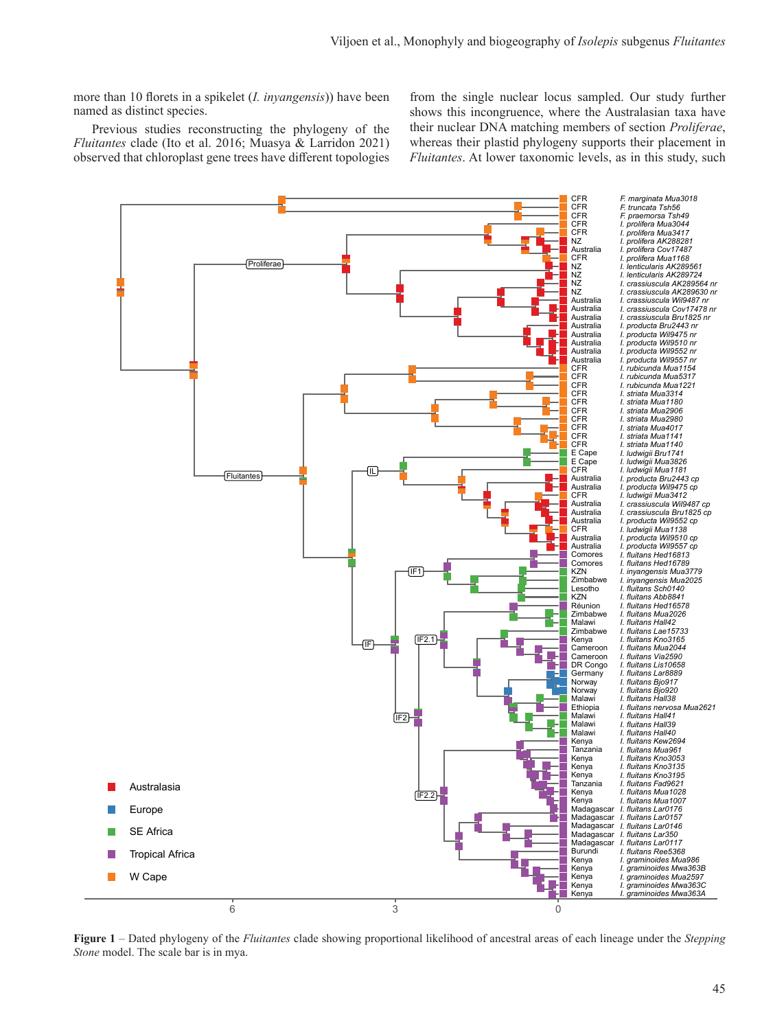more than 10 florets in a spikelet (*I. inyangensis*)) have been named as distinct species.

Previous studies reconstructing the phylogeny of the *Fluitantes* clade (Ito et al. 2016; Muasya & Larridon 2021) observed that chloroplast gene trees have different topologies from the single nuclear locus sampled. Our study further shows this incongruence, where the Australasian taxa have their nuclear DNA matching members of section *Proliferae*, whereas their plastid phylogeny supports their placement in *Fluitantes*. At lower taxonomic levels, as in this study, such

**Figure 1** – Dated phylogeny of the *Fluitantes* clade showing proportional likelihood of ancestral areas of each lineage under the *Stepping Stone* model. The scale bar is in mya.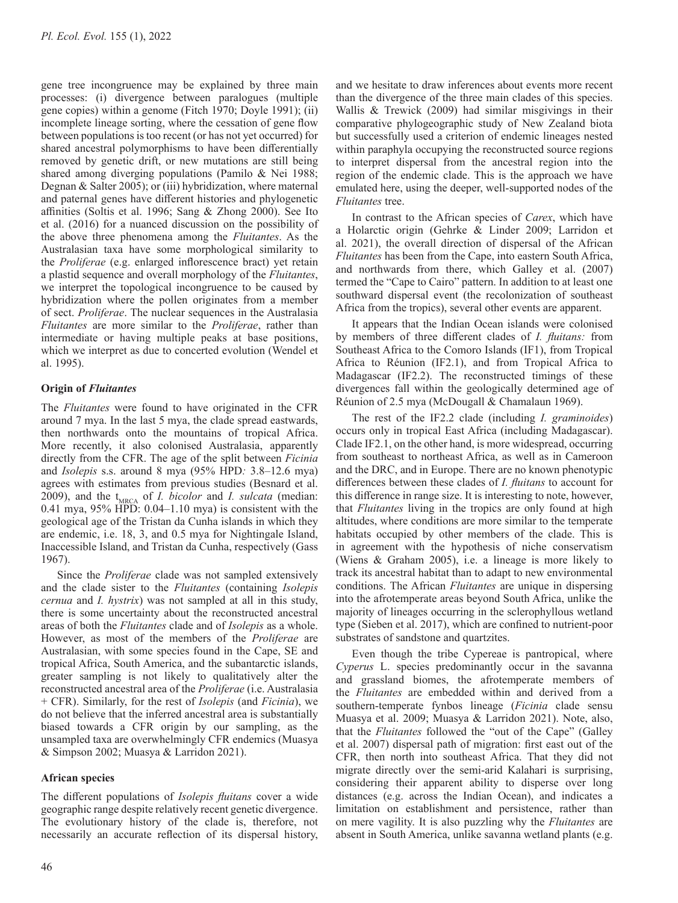gene tree incongruence may be explained by three main processes: (i) divergence between paralogues (multiple gene copies) within a genome (Fitch 1970; Doyle 1991); (ii) incomplete lineage sorting, where the cessation of gene flow between populations is too recent (or has not yet occurred) for shared ancestral polymorphisms to have been differentially removed by genetic drift, or new mutations are still being shared among diverging populations (Pamilo & Nei 1988; Degnan & Salter 2005); or (iii) hybridization, where maternal and paternal genes have different histories and phylogenetic affinities (Soltis et al. 1996; Sang & Zhong 2000). See Ito et al. (2016) for a nuanced discussion on the possibility of the above three phenomena among the *Fluitantes*. As the Australasian taxa have some morphological similarity to the *Proliferae* (e.g. enlarged inflorescence bract) yet retain a plastid sequence and overall morphology of the *Fluitantes*, we interpret the topological incongruence to be caused by hybridization where the pollen originates from a member of sect. *Proliferae*. The nuclear sequences in the Australasia *Fluitantes* are more similar to the *Proliferae*, rather than intermediate or having multiple peaks at base positions, which we interpret as due to concerted evolution (Wendel et al. 1995).

**Origin of *Fluitantes***

The *Fluitantes* were found to have originated in the CFR around 7 mya. In the last 5 mya, the clade spread eastwards, then northwards onto the mountains of tropical Africa. More recently, it also colonised Australasia, apparently directly from the CFR. The age of the split between *Ficinia* and *Isolepis* s.s. around 8 mya (95% HPD*:* 3.8–12.6 mya) agrees with estimates from previous studies (Besnard et al. 2009), and the $t_{MRCA}$ of *I. bicolor* and *I. sulcata* (median: 0.41 mya, 95% HPD: 0.04–1.10 mya) is consistent with the geological age of the Tristan da Cunha islands in which they are endemic, i.e. 18, 3, and 0.5 mya for Nightingale Island, Inaccessible Island, and Tristan da Cunha, respectively (Gass 1967).

Since the *Proliferae* clade was not sampled extensively and the clade sister to the *Fluitantes* (containing *Isolepis cernua* and *I. hystrix*) was not sampled at all in this study, there is some uncertainty about the reconstructed ancestral areas of both the *Fluitantes* clade and of *Isolepis* as a whole. However, as most of the members of the *Proliferae* are Australasian, with some species found in the Cape, SE and tropical Africa, South America, and the subantarctic islands, greater sampling is not likely to qualitatively alter the reconstructed ancestral area of the *Proliferae* (i.e. Australasia + CFR). Similarly, for the rest of *Isolepis* (and *Ficinia*), we do not believe that the inferred ancestral area is substantially biased towards a CFR origin by our sampling, as the unsampled taxa are overwhelmingly CFR endemics (Muasya & Simpson 2002; Muasya & Larridon 2021).

**African species**

The different populations of *Isolepis fluitans* cover a wide geographic range despite relatively recent genetic divergence. The evolutionary history of the clade is, therefore, not necessarily an accurate reflection of its dispersal history, and we hesitate to draw inferences about events more recent than the divergence of the three main clades of this species. Wallis & Trewick (2009) had similar misgivings in their comparative phylogeographic study of New Zealand biota but successfully used a criterion of endemic lineages nested within paraphyla occupying the reconstructed source regions to interpret dispersal from the ancestral region into the region of the endemic clade. This is the approach we have emulated here, using the deeper, well-supported nodes of the *Fluitantes* tree.

In contrast to the African species of *Carex*, which have a Holarctic origin (Gehrke & Linder 2009; Larridon et al. 2021), the overall direction of dispersal of the African *Fluitantes* has been from the Cape, into eastern South Africa, and northwards from there, which Galley et al. (2007) termed the "Cape to Cairo" pattern. In addition to at least one southward dispersal event (the recolonization of southeast Africa from the tropics), several other events are apparent.

It appears that the Indian Ocean islands were colonised by members of three different clades of *I. fluitans:* from Southeast Africa to the Comoro Islands (IF1), from Tropical Africa to Réunion (IF2.1), and from Tropical Africa to Madagascar (IF2.2). The reconstructed timings of these divergences fall within the geologically determined age of Réunion of 2.5 mya (McDougall & Chamalaun 1969).

The rest of the IF2.2 clade (including *I. graminoides*) occurs only in tropical East Africa (including Madagascar). Clade IF2.1, on the other hand, is more widespread, occurring from southeast to northeast Africa, as well as in Cameroon and the DRC, and in Europe. There are no known phenotypic differences between these clades of *I. fluitans* to account for this difference in range size. It is interesting to note, however, that *Fluitantes* living in the tropics are only found at high altitudes, where conditions are more similar to the temperate habitats occupied by other members of the clade. This is in agreement with the hypothesis of niche conservatism (Wiens & Graham 2005), i.e. a lineage is more likely to track its ancestral habitat than to adapt to new environmental conditions. The African *Fluitantes* are unique in dispersing into the afrotemperate areas beyond South Africa, unlike the majority of lineages occurring in the sclerophyllous wetland type (Sieben et al. 2017), which are confined to nutrient-poor substrates of sandstone and quartzites.

Even though the tribe Cypereae is pantropical, where *Cyperus* L. species predominantly occur in the savanna and grassland biomes, the afrotemperate members of the *Fluitantes* are embedded within and derived from a southern-temperate fynbos lineage (*Ficinia* clade sensu Muasya et al. 2009; Muasya & Larridon 2021). Note, also, that the *Fluitantes* followed the "out of the Cape" (Galley et al. 2007) dispersal path of migration: first east out of the CFR, then north into southeast Africa. That they did not migrate directly over the semi-arid Kalahari is surprising, considering their apparent ability to disperse over long distances (e.g. across the Indian Ocean), and indicates a limitation on establishment and persistence, rather than on mere vagility. It is also puzzling why the *Fluitantes* are absent in South America, unlike savanna wetland plants (e.g.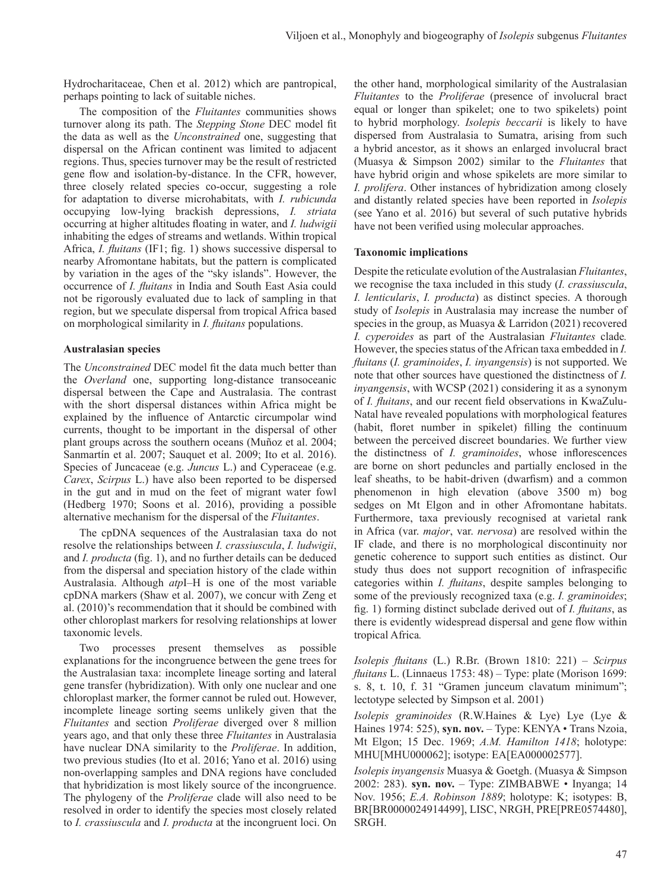Hydrocharitaceae, Chen et al. 2012) which are pantropical, perhaps pointing to lack of suitable niches.

The composition of the *Fluitantes* communities shows turnover along its path. The *Stepping Stone* DEC model fit the data as well as the *Unconstrained* one, suggesting that dispersal on the African continent was limited to adjacent regions. Thus, species turnover may be the result of restricted gene flow and isolation-by-distance. In the CFR, however, three closely related species co-occur, suggesting a role for adaptation to diverse microhabitats, with *I. rubicunda* occupying low-lying brackish depressions, *I. striata* occurring at higher altitudes floating in water, and *I. ludwigii* inhabiting the edges of streams and wetlands. Within tropical Africa, *I. fluitans* (IF1; fig. 1) shows successive dispersal to nearby Afromontane habitats, but the pattern is complicated by variation in the ages of the "sky islands". However, the occurrence of *I. fluitans* in India and South East Asia could not be rigorously evaluated due to lack of sampling in that region, but we speculate dispersal from tropical Africa based on morphological similarity in *I. fluitans* populations.

**Australasian species**

The *Unconstrained* DEC model fit the data much better than the *Overland* one, supporting long-distance transoceanic dispersal between the Cape and Australasia. The contrast with the short dispersal distances within Africa might be explained by the influence of Antarctic circumpolar wind currents, thought to be important in the dispersal of other plant groups across the southern oceans (Muñoz et al. 2004; Sanmartín et al. 2007; Sauquet et al. 2009; Ito et al. 2016). Species of Juncaceae (e.g. *Juncus* L.) and Cyperaceae (e.g. *Carex*, *Scirpus* L.) have also been reported to be dispersed in the gut and in mud on the feet of migrant water fowl (Hedberg 1970; Soons et al. 2016), providing a possible alternative mechanism for the dispersal of the *Fluitantes*.

The cpDNA sequences of the Australasian taxa do not resolve the relationships between *I. crassiuscula*, *I. ludwigii*, and *I. producta* (fig. 1), and no further details can be deduced from the dispersal and speciation history of the clade within Australasia. Although *atp*I–H is one of the most variable cpDNA markers (Shaw et al. 2007), we concur with Zeng et al. (2010)'s recommendation that it should be combined with other chloroplast markers for resolving relationships at lower taxonomic levels.

Two processes present themselves as possible explanations for the incongruence between the gene trees for the Australasian taxa: incomplete lineage sorting and lateral gene transfer (hybridization). With only one nuclear and one chloroplast marker, the former cannot be ruled out. However, incomplete lineage sorting seems unlikely given that the *Fluitantes* and section *Proliferae* diverged over 8 million years ago, and that only these three *Fluitantes* in Australasia have nuclear DNA similarity to the *Proliferae*. In addition, two previous studies (Ito et al. 2016; Yano et al. 2016) using non-overlapping samples and DNA regions have concluded that hybridization is most likely source of the incongruence. The phylogeny of the *Proliferae* clade will also need to be resolved in order to identify the species most closely related to *I. crassiuscula* and *I. producta* at the incongruent loci. On the other hand, morphological similarity of the Australasian *Fluitantes* to the *Proliferae* (presence of involucral bract equal or longer than spikelet; one to two spikelets) point to hybrid morphology. *Isolepis beccarii* is likely to have dispersed from Australasia to Sumatra, arising from such a hybrid ancestor, as it shows an enlarged involucral bract (Muasya & Simpson 2002) similar to the *Fluitantes* that have hybrid origin and whose spikelets are more similar to *I. prolifera*. Other instances of hybridization among closely and distantly related species have been reported in *Isolepis* (see Yano et al. 2016) but several of such putative hybrids have not been verified using molecular approaches.

**Taxonomic implications**

Despite the reticulate evolution of the Australasian *Fluitantes*, we recognise the taxa included in this study (*I. crassiuscula*, *I. lenticularis*, *I. producta*) as distinct species. A thorough study of *Isolepis* in Australasia may increase the number of species in the group, as Muasya & Larridon (2021) recovered *I. cyperoides* as part of the Australasian *Fluitantes* clade. However, the species status of the African taxa embedded in *I. fluitans* (*I. graminoides*, *I. inyangensis*) is not supported. We note that other sources have questioned the distinctness of *I. inyangensis*, with WCSP (2021) considering it as a synonym of *I. fluitans*, and our recent field observations in KwaZulu-Natal have revealed populations with morphological features (habit, floret number in spikelet) filling the continuum between the perceived discreet boundaries. We further view the distinctness of *I. graminoides*, whose inflorescences are borne on short peduncles and partially enclosed in the leaf sheaths, to be habit-driven (dwarfism) and a common phenomenon in high elevation (above 3500 m) bog sedges on Mt Elgon and in other Afromontane habitats. Furthermore, taxa previously recognised at varietal rank in Africa (var. *major*, var. *nervosa*) are resolved within the IF clade, and there is no morphological discontinuity nor genetic coherence to support such entities as distinct. Our study thus does not support recognition of infraspecific categories within *I. fluitans*, despite samples belonging to some of the previously recognized taxa (e.g. *I. graminoides*; fig. 1) forming distinct subclade derived out of *I. fluitans*, as there is evidently widespread dispersal and gene flow within tropical Africa.

*Isolepis fluitans* (L.) R.Br. (Brown 1810: 221) – *Scirpus fluitans* L. (Linnaeus 1753: 48) – Type: plate (Morison 1699: s. 8, t. 10, f. 31 "Gramen junceum clavatum minimum"; lectotype selected by Simpson et al. 2001)

*Isolepis graminoides* (R.W.Haines & Lye) Lye (Lye & Haines 1974: 525), **syn. nov.** – Type: KENYA • Trans Nzoia, Mt Elgon; 15 Dec. 1969; *A.M. Hamilton 1418*; holotype: MHU[MHU000062]; isotype: EA[EA000002577].

*Isolepis inyangensis* Muasya & Goetgh. (Muasya & Simpson 2002: 283). **syn. nov.** – Type: ZIMBABWE • Inyanga; 14 Nov. 1956; *E.A. Robinson 1889*; holotype: K; isotypes: B, BR[BR0000024914499], LISC, NRGH, PRE[PRE0574480], SRGH.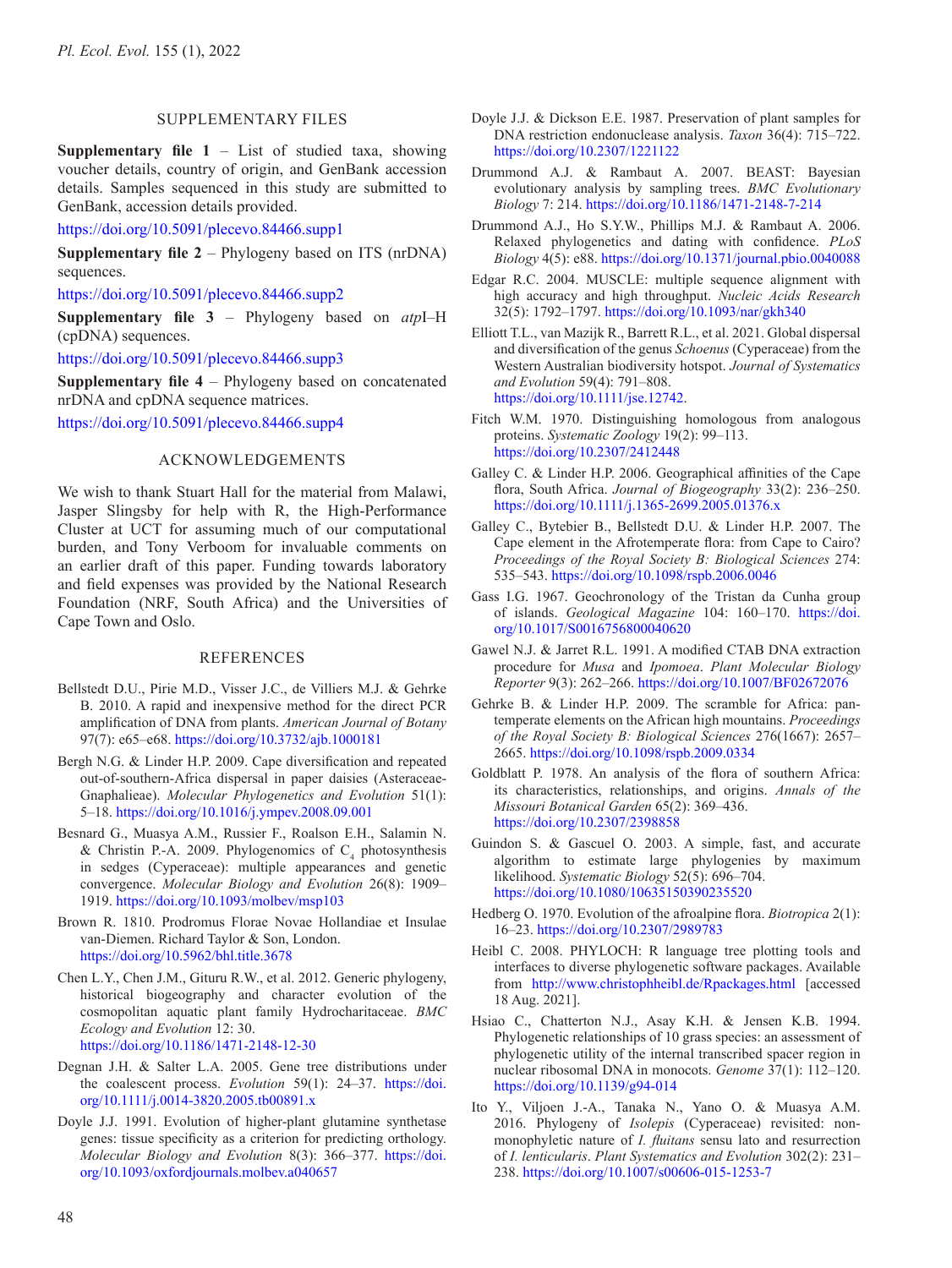## SUPPLEMENTARY FILES

**Supplementary file 1** – List of studied taxa, showing voucher details, country of origin, and GenBank accession details. Samples sequenced in this study are submitted to GenBank, accession details provided.

https://doi.org/10.5091/plecevo.84466.supp1

**Supplementary file 2** – Phylogeny based on ITS (nrDNA) sequences.

https://doi.org/10.5091/plecevo.84466.supp2

**Supplementary file 3** – Phylogeny based on *atp*I–H (cpDNA) sequences.

https://doi.org/10.5091/plecevo.84466.supp3

**Supplementary file 4** – Phylogeny based on concatenated nrDNA and cpDNA sequence matrices.

https://doi.org/10.5091/plecevo.84466.supp4

## ACKNOWLEDGEMENTS

We wish to thank Stuart Hall for the material from Malawi, Jasper Slingsby for help with R, the High-Performance Cluster at UCT for assuming much of our computational burden, and Tony Verboom for invaluable comments on an earlier draft of this paper. Funding towards laboratory and field expenses was provided by the National Research Foundation (NRF, South Africa) and the Universities of Cape Town and Oslo.

## REFERENCES

Bellstedt D.U., Pirie M.D., Visser J.C., de Villiers M.J. & Gehrke B. 2010. A rapid and inexpensive method for the direct PCR amplification of DNA from plants. *American Journal of Botany* 97(7): e65–e68. https://doi.org/10.3732/ajb.1000181

Bergh N.G. & Linder H.P. 2009. Cape diversification and repeated out-of-southern-Africa dispersal in paper daisies (Asteraceae-Gnaphalieae). *Molecular Phylogenetics and Evolution* 51(1): 5–18. https://doi.org/10.1016/j.ympev.2008.09.001

Besnard G., Muasya A.M., Russier F., Roalson E.H., Salamin N. & Christin P.-A. 2009. Phylogenomics of $C_4$ photosynthesis in sedges (Cyperaceae): multiple appearances and genetic convergence. *Molecular Biology and Evolution* 26(8): 1909–1919. https://doi.org/10.1093/molbev/msp103

Brown R. 1810. Prodromus Florae Novae Hollandiae et Insulae van-Diemen. Richard Taylor & Son, London. https://doi.org/10.5962/bhl.title.3678

Chen L.Y., Chen J.M., Gituru R.W., et al. 2012. Generic phylogeny, historical biogeography and character evolution of the cosmopolitan aquatic plant family Hydrocharitaceae. *BMC Ecology and Evolution* 12: 30. https://doi.org/10.1186/1471-2148-12-30

Degnan J.H. & Salter L.A. 2005. Gene tree distributions under the coalescent process. *Evolution* 59(1): 24–37. https://doi.org/10.1111/j.0014-3820.2005.tb00891.x

Doyle J.J. 1991. Evolution of higher-plant glutamine synthetase genes: tissue specificity as a criterion for predicting orthology. *Molecular Biology and Evolution* 8(3): 366–377. https://doi.org/10.1093/oxfordjournals.molbev.a040657

Doyle J.J. & Dickson E.E. 1987. Preservation of plant samples for DNA restriction endonuclease analysis. *Taxon* 36(4): 715–722. https://doi.org/10.2307/1221122

Drummond A.J. & Rambaut A. 2007. BEAST: Bayesian evolutionary analysis by sampling trees. *BMC Evolutionary Biology* 7: 214. https://doi.org/10.1186/1471-2148-7-214

Drummond A.J., Ho S.Y.W., Phillips M.J. & Rambaut A. 2006. Relaxed phylogenetics and dating with confidence. *PLoS Biology* 4(5): e88. https://doi.org/10.1371/journal.pbio.0040088

Edgar R.C. 2004. MUSCLE: multiple sequence alignment with high accuracy and high throughput. *Nucleic Acids Research* 32(5): 1792–1797. https://doi.org/10.1093/nar/gkh340

Elliott T.L., van Mazijk R., Barrett R.L., et al. 2021. Global dispersal and diversification of the genus *Schoenus* (Cyperaceae) from the Western Australian biodiversity hotspot. *Journal of Systematics and Evolution* 59(4): 791–808. https://doi.org/10.1111/jse.12742.

Fitch W.M. 1970. Distinguishing homologous from analogous proteins. *Systematic Zoology* 19(2): 99–113. https://doi.org/10.2307/2412448

Galley C. & Linder H.P. 2006. Geographical affinities of the Cape flora, South Africa. *Journal of Biogeography* 33(2): 236–250. https://doi.org/10.1111/j.1365-2699.2005.01376.x

Galley C., Bytebier B., Bellstedt D.U. & Linder H.P. 2007. The Cape element in the Afrotemperate flora: from Cape to Cairo? *Proceedings of the Royal Society B: Biological Sciences* 274: 535–543. https://doi.org/10.1098/rspb.2006.0046

Gass I.G. 1967. Geochronology of the Tristan da Cunha group of islands. *Geological Magazine* 104: 160–170. https://doi.org/10.1017/S0016756800040620

Gawel N.J. & Jarret R.L. 1991. A modified CTAB DNA extraction procedure for *Musa* and *Ipomoea*. *Plant Molecular Biology Reporter* 9(3): 262–266. https://doi.org/10.1007/BF02672076

Gehrke B. & Linder H.P. 2009. The scramble for Africa: pan-temperate elements on the African high mountains. *Proceedings of the Royal Society B: Biological Sciences* 276(1667): 2657–2665. https://doi.org/10.1098/rspb.2009.0334

Goldblatt P. 1978. An analysis of the flora of southern Africa: its characteristics, relationships, and origins. *Annals of the Missouri Botanical Garden* 65(2): 369–436. https://doi.org/10.2307/2398858

Guindon S. & Gascuel O. 2003. A simple, fast, and accurate algorithm to estimate large phylogenies by maximum likelihood. *Systematic Biology* 52(5): 696–704. https://doi.org/10.1080/10635150390235520

Hedberg O. 1970. Evolution of the afroalpine flora. *Biotropica* 2(1): 16–23. https://doi.org/10.2307/2989783

Heibl C. 2008. PHYLOCH: R language tree plotting tools and interfaces to diverse phylogenetic software packages. Available from http://www.christophheibl.de/Rpackages.html [accessed 18 Aug. 2021].

Hsiao C., Chatterton N.J., Asay K.H. & Jensen K.B. 1994. Phylogenetic relationships of 10 grass species: an assessment of phylogenetic utility of the internal transcribed spacer region in nuclear ribosomal DNA in monocots. *Genome* 37(1): 112–120. https://doi.org/10.1139/g94-014

Ito Y., Viljoen J.-A., Tanaka N., Yano O. & Muasya A.M. 2016. Phylogeny of *Isolepis* (Cyperaceae) revisited: non-monophyletic nature of *I. fluitans* sensu lato and resurrection of *I. lenticularis*. *Plant Systematics and Evolution* 302(2): 231–238. https://doi.org/10.1007/s00606-015-1253-7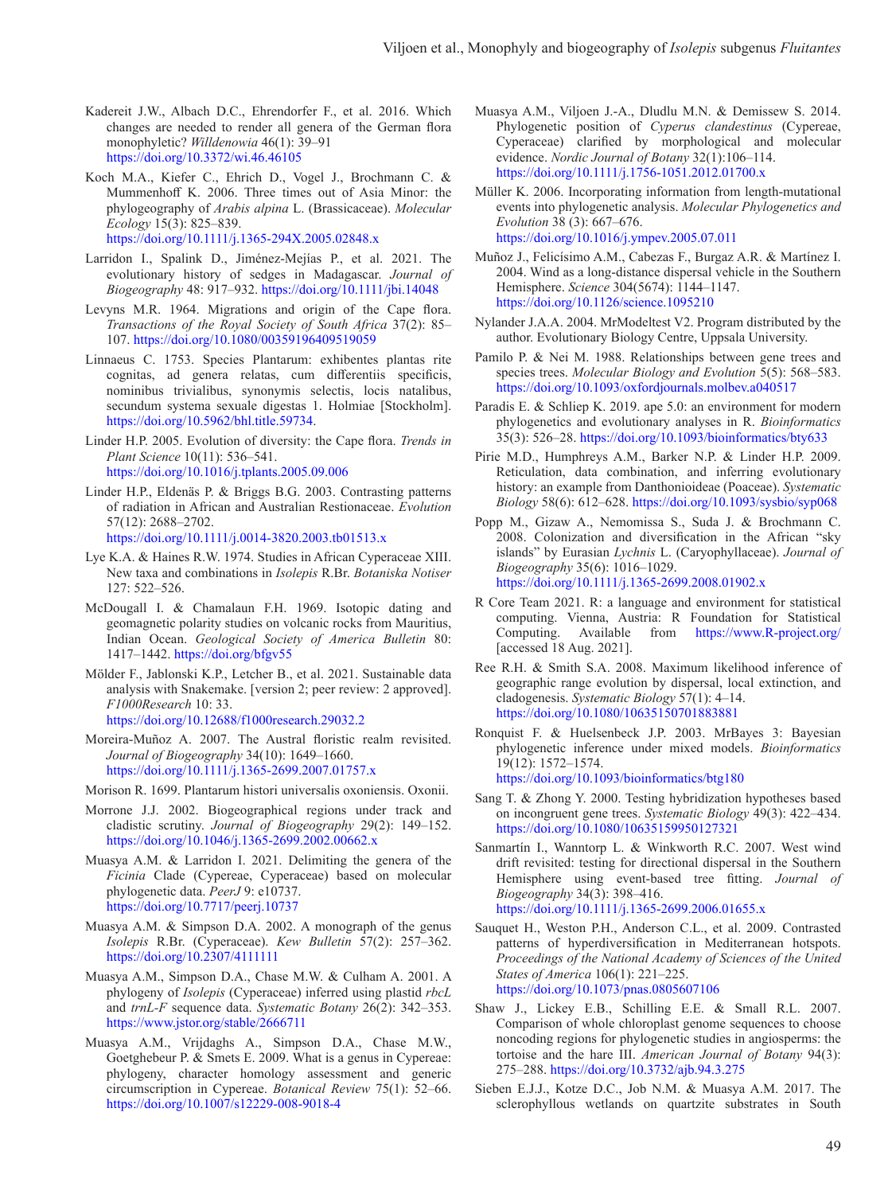Kadereit J.W., Albach D.C., Ehrendorfer F., et al. 2016. Which changes are needed to render all genera of the German flora monophyletic? *Willdenowia* 46(1): 39–91 https://doi.org/10.3372/wi.46.46105

Koch M.A., Kiefer C., Ehrich D., Vogel J., Brochmann C. & Mummenhoff K. 2006. Three times out of Asia Minor: the phylogeography of *Arabis alpina* L. (Brassicaceae). *Molecular Ecology* 15(3): 825–839. https://doi.org/10.1111/j.1365-294X.2005.02848.x

Larridon I., Spalink D., Jiménez-Mejías P., et al. 2021. The evolutionary history of sedges in Madagascar. *Journal of Biogeography* 48: 917–932. https://doi.org/10.1111/jbi.14048

Levyns M.R. 1964. Migrations and origin of the Cape flora. *Transactions of the Royal Society of South Africa* 37(2): 85–107. https://doi.org/10.1080/00359196409519059

Linnaeus C. 1753. Species Plantarum: exhibentes plantas rite cognitas, ad genera relatas, cum differentiis specificis, nominibus trivialibus, synonymis selectis, locis natalibus, secundum systema sexuale digestas 1. Holmiae [Stockholm]. https://doi.org/10.5962/bhl.title.59734.

Linder H.P. 2005. Evolution of diversity: the Cape flora. *Trends in Plant Science* 10(11): 536–541. https://doi.org/10.1016/j.tplants.2005.09.006

Linder H.P., Eldenäs P. & Briggs B.G. 2003. Contrasting patterns of radiation in African and Australian Restionaceae. *Evolution* 57(12): 2688–2702. https://doi.org/10.1111/j.0014-3820.2003.tb01513.x

Lye K.A. & Haines R.W. 1974. Studies in African Cyperaceae XIII. New taxa and combinations in *Isolepis* R.Br. *Botaniska Notiser* 127: 522–526.

McDougall I. & Chamalaun F.H. 1969. Isotopic dating and geomagnetic polarity studies on volcanic rocks from Mauritius, Indian Ocean. *Geological Society of America Bulletin* 80: 1417–1442. https://doi.org/bfgv55

Mölder F., Jablonski K.P., Letcher B., et al. 2021. Sustainable data analysis with Snakemake. [version 2; peer review: 2 approved]. *F1000Research* 10: 33. https://doi.org/10.12688/f1000research.29032.2

Moreira-Muñoz A. 2007. The Austral floristic realm revisited. *Journal of Biogeography* 34(10): 1649–1660. https://doi.org/10.1111/j.1365-2699.2007.01757.x

Morison R. 1699. Plantarum histori universalis oxoniensis. Oxonii.

Morrone J.J. 2002. Biogeographical regions under track and cladistic scrutiny. *Journal of Biogeography* 29(2): 149–152. https://doi.org/10.1046/j.1365-2699.2002.00662.x

Muasya A.M. & Larridon I. 2021. Delimiting the genera of the *Ficinia* Clade (Cypereae, Cyperaceae) based on molecular phylogenetic data. *PeerJ* 9: e10737. https://doi.org/10.7717/peerj.10737

Muasya A.M. & Simpson D.A. 2002. A monograph of the genus *Isolepis* R.Br. (Cyperaceae). *Kew Bulletin* 57(2): 257–362. https://doi.org/10.2307/4111111

Muasya A.M., Simpson D.A., Chase M.W. & Culham A. 2001. A phylogeny of *Isolepis* (Cyperaceae) inferred using plastid *rbcL* and *trnL-F* sequence data. *Systematic Botany* 26(2): 342–353. https://www.jstor.org/stable/2666711

Muasya A.M., Vrijdaghs A., Simpson D.A., Chase M.W., Goetghebeur P. & Smets E. 2009. What is a genus in Cypereae: phylogeny, character homology assessment and generic circumscription in Cypereae. *Botanical Review* 75(1): 52–66. https://doi.org/10.1007/s12229-008-9018-4

Muasya A.M., Viljoen J.-A., Dludlu M.N. & Demissew S. 2014. Phylogenetic position of *Cyperus clandestinus* (Cypereae, Cyperaceae) clarified by morphological and molecular evidence. *Nordic Journal of Botany* 32(1):106–114. https://doi.org/10.1111/j.1756-1051.2012.01700.x

Müller K. 2006. Incorporating information from length-mutational events into phylogenetic analysis. *Molecular Phylogenetics and Evolution* 38 (3): 667–676. https://doi.org/10.1016/j.ympev.2005.07.011

Muñoz J., Felicísimo A.M., Cabezas F., Burgaz A.R. & Martínez I. 2004. Wind as a long-distance dispersal vehicle in the Southern Hemisphere. *Science* 304(5674): 1144–1147. https://doi.org/10.1126/science.1095210

Nylander J.A.A. 2004. MrModeltest V2. Program distributed by the author. Evolutionary Biology Centre, Uppsala University.

Pamilo P. & Nei M. 1988. Relationships between gene trees and species trees. *Molecular Biology and Evolution* 5(5): 568–583. https://doi.org/10.1093/oxfordjournals.molbev.a040517

Paradis E. & Schliep K. 2019. ape 5.0: an environment for modern phylogenetics and evolutionary analyses in R. *Bioinformatics* 35(3): 526–28. https://doi.org/10.1093/bioinformatics/bty633

Pirie M.D., Humphreys A.M., Barker N.P. & Linder H.P. 2009. Reticulation, data combination, and inferring evolutionary history: an example from Danthonioideae (Poaceae). *Systematic Biology* 58(6): 612–628. https://doi.org/10.1093/sysbio/syp068

Popp M., Gizaw A., Nemomissa S., Suda J. & Brochmann C. 2008. Colonization and diversification in the African "sky islands" by Eurasian *Lychnis* L. (Caryophyllaceae). *Journal of Biogeography* 35(6): 1016–1029. https://doi.org/10.1111/j.1365-2699.2008.01902.x

R Core Team 2021. R: a language and environment for statistical computing. Vienna, Austria: R Foundation for Statistical Computing. Available from https://www.R-project.org/ [accessed 18 Aug. 2021].

Ree R.H. & Smith S.A. 2008. Maximum likelihood inference of geographic range evolution by dispersal, local extinction, and cladogenesis. *Systematic Biology* 57(1): 4–14. https://doi.org/10.1080/10635150701883881

Ronquist F. & Huelsenbeck J.P. 2003. MrBayes 3: Bayesian phylogenetic inference under mixed models. *Bioinformatics* 19(12): 1572–1574. https://doi.org/10.1093/bioinformatics/btg180

Sang T. & Zhong Y. 2000. Testing hybridization hypotheses based on incongruent gene trees. *Systematic Biology* 49(3): 422–434. https://doi.org/10.1080/10635159950127321

Sanmartín I., Wanntorp L. & Winkworth R.C. 2007. West wind drift revisited: testing for directional dispersal in the Southern Hemisphere using event-based tree fitting. *Journal of Biogeography* 34(3): 398–416. https://doi.org/10.1111/j.1365-2699.2006.01655.x

Sauquet H., Weston P.H., Anderson C.L., et al. 2009. Contrasted patterns of hyperdiversification in Mediterranean hotspots. *Proceedings of the National Academy of Sciences of the United States of America* 106(1): 221–225. https://doi.org/10.1073/pnas.0805607106

Shaw J., Lickey E.B., Schilling E.E. & Small R.L. 2007. Comparison of whole chloroplast genome sequences to choose noncoding regions for phylogenetic studies in angiosperms: the tortoise and the hare III. *American Journal of Botany* 94(3): 275–288. https://doi.org/10.3732/ajb.94.3.275

Sieben E.J.J., Kotze D.C., Job N.M. & Muasya A.M. 2017. The sclerophyllous wetlands on quartzite substrates in South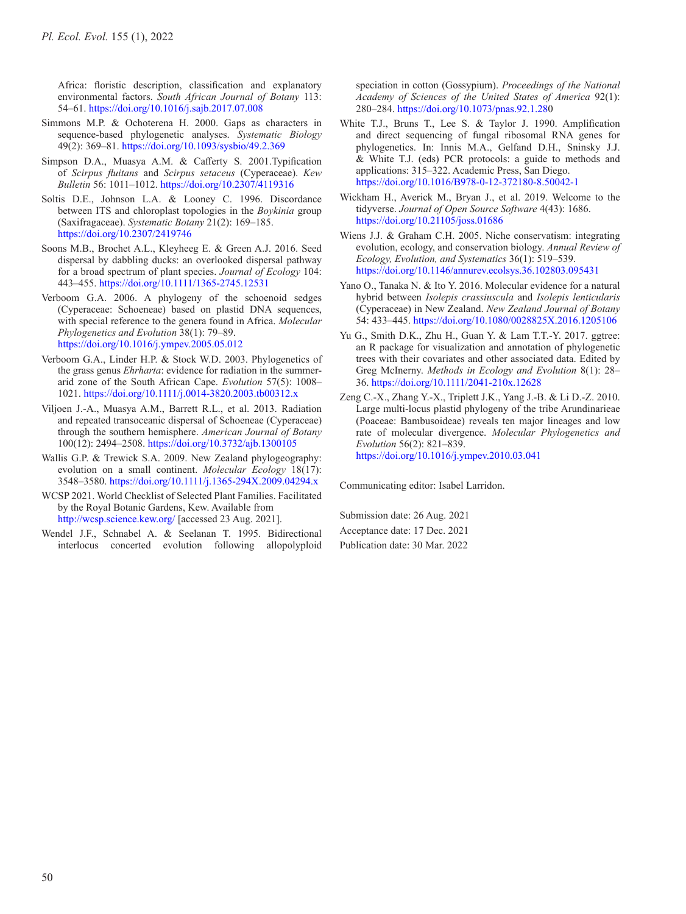Africa: floristic description, classification and explanatory environmental factors. *South African Journal of Botany* 113: 54–61. https://doi.org/10.1016/j.sajb.2017.07.008

Simmons M.P. & Ochoterena H. 2000. Gaps as characters in sequence-based phylogenetic analyses. *Systematic Biology* 49(2): 369–81. https://doi.org/10.1093/sysbio/49.2.369

Simpson D.A., Muasya A.M. & Cafferty S. 2001.Typification of *Scirpus fluitans* and *Scirpus setaceus* (Cyperaceae). *Kew Bulletin* 56: 1011–1012. https://doi.org/10.2307/4119316

Soltis D.E., Johnson L.A. & Looney C. 1996. Discordance between ITS and chloroplast topologies in the *Boykinia* group (Saxifragaceae). *Systematic Botany* 21(2): 169–185. https://doi.org/10.2307/2419746

Soons M.B., Brochet A.L., Kleyheeg E. & Green A.J. 2016. Seed dispersal by dabbling ducks: an overlooked dispersal pathway for a broad spectrum of plant species. *Journal of Ecology* 104: 443–455. https://doi.org/10.1111/1365-2745.12531

Verboom G.A. 2006. A phylogeny of the schoenoid sedges (Cyperaceae: Schoeneae) based on plastid DNA sequences, with special reference to the genera found in Africa. *Molecular Phylogenetics and Evolution* 38(1): 79–89. https://doi.org/10.1016/j.ympev.2005.05.012

Verboom G.A., Linder H.P. & Stock W.D. 2003. Phylogenetics of the grass genus *Ehrharta*: evidence for radiation in the summer-arid zone of the South African Cape. *Evolution* 57(5): 1008–1021. https://doi.org/10.1111/j.0014-3820.2003.tb00312.x

Viljoen J.-A., Muasya A.M., Barrett R.L., et al. 2013. Radiation and repeated transoceanic dispersal of Schoeneae (Cyperaceae) through the southern hemisphere. *American Journal of Botany* 100(12): 2494–2508. https://doi.org/10.3732/ajb.1300105

Wallis G.P. & Trewick S.A. 2009. New Zealand phylogeography: evolution on a small continent. *Molecular Ecology* 18(17): 3548–3580. https://doi.org/10.1111/j.1365-294X.2009.04294.x

WCSP 2021. World Checklist of Selected Plant Families. Facilitated by the Royal Botanic Gardens, Kew. Available from http://wcsp.science.kew.org/ [accessed 23 Aug. 2021].

Wendel J.F., Schnabel A. & Seelanan T. 1995. Bidirectional interlocus concerted evolution following allopolyploid speciation in cotton (Gossypium). *Proceedings of the National Academy of Sciences of the United States of America* 92(1): 280–284. https://doi.org/10.1073/pnas.92.1.280

White T.J., Bruns T., Lee S. & Taylor J. 1990. Amplification and direct sequencing of fungal ribosomal RNA genes for phylogenetics. In: Innis M.A., Gelfand D.H., Sninsky J.J. & White T.J. (eds) PCR protocols: a guide to methods and applications: 315–322. Academic Press, San Diego. https://doi.org/10.1016/B978-0-12-372180-8.50042-1

Wickham H., Averick M., Bryan J., et al. 2019. Welcome to the tidyverse. *Journal of Open Source Software* 4(43): 1686. https://doi.org/10.21105/joss.01686

Wiens J.J. & Graham C.H. 2005. Niche conservatism: integrating evolution, ecology, and conservation biology. *Annual Review of Ecology, Evolution, and Systematics* 36(1): 519–539. https://doi.org/10.1146/annurev.ecolsys.36.102803.095431

Yano O., Tanaka N. & Ito Y. 2016. Molecular evidence for a natural hybrid between *Isolepis crassiuscula* and *Isolepis lenticularis* (Cyperaceae) in New Zealand. *New Zealand Journal of Botany* 54: 433–445. https://doi.org/10.1080/0028825X.2016.1205106

Yu G., Smith D.K., Zhu H., Guan Y. & Lam T.T.-Y. 2017. ggtree: an R package for visualization and annotation of phylogenetic trees with their covariates and other associated data. Edited by Greg McInerny. *Methods in Ecology and Evolution* 8(1): 28–36. https://doi.org/10.1111/2041-210x.12628

Zeng C.-X., Zhang Y.-X., Triplett J.K., Yang J.-B. & Li D.-Z. 2010. Large multi-locus plastid phylogeny of the tribe Arundinarieae (Poaceae: Bambusoideae) reveals ten major lineages and low rate of molecular divergence. *Molecular Phylogenetics and Evolution* 56(2): 821–839. https://doi.org/10.1016/j.ympev.2010.03.041

Communicating editor: Isabel Larridon.

Submission date: 26 Aug. 2021
Acceptance date: 17 Dec. 2021
Publication date: 30 Mar. 2022